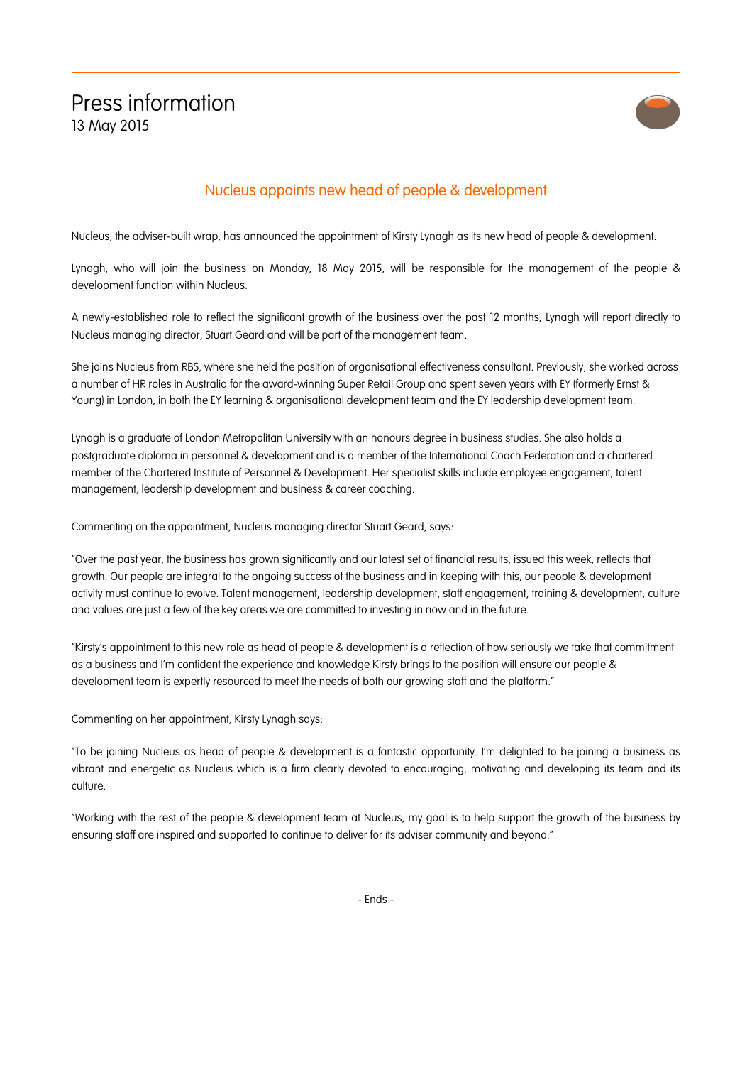# Press information

13 May 2015

## Nucleus appoints new head of people & development

Nucleus, the adviser-built wrap, has announced the appointment of Kirsty Lynagh as its new head of people & development.

Lynagh, who will join the business on Monday, 18 May 2015, will be responsible for the management of the people & development function within Nucleus.

A newly-established role to reflect the significant growth of the business over the past 12 months, Lynagh will report directly to Nucleus managing director, Stuart Geard and will be part of the management team.

She joins Nucleus from RBS, where she held the position of organisational effectiveness consultant. Previously, she worked across a number of HR roles in Australia for the award-winning Super Retail Group and spent seven years with EY (formerly Ernst & Young) in London, in both the EY learning & organisational development team and the EY leadership development team.

Lynagh is a graduate of London Metropolitan University with an honours degree in business studies. She also holds a postgraduate diploma in personnel & development and is a member of the International Coach Federation and a chartered member of the Chartered Institute of Personnel & Development. Her specialist skills include employee engagement, talent management, leadership development and business & career coaching.

Commenting on the appointment, Nucleus managing director Stuart Geard, says:

"Over the past year, the business has grown significantly and our latest set of financial results, issued this week, reflects that growth. Our people are integral to the ongoing success of the business and in keeping with this, our people & development activity must continue to evolve. Talent management, leadership development, staff engagement, training & development, culture and values are just a few of the key areas we are committed to investing in now and in the future.

"Kirsty's appointment to this new role as head of people & development is a reflection of how seriously we take that commitment as a business and I'm confident the experience and knowledge Kirsty brings to the position will ensure our people & development team is expertly resourced to meet the needs of both our growing staff and the platform."

Commenting on her appointment, Kirsty Lynagh says:

"To be joining Nucleus as head of people & development is a fantastic opportunity. I'm delighted to be joining a business as vibrant and energetic as Nucleus which is a firm clearly devoted to encouraging, motivating and developing its team and its culture.

"Working with the rest of the people & development team at Nucleus, my goal is to help support the growth of the business by ensuring staff are inspired and supported to continue to deliver for its adviser community and beyond."

- Ends -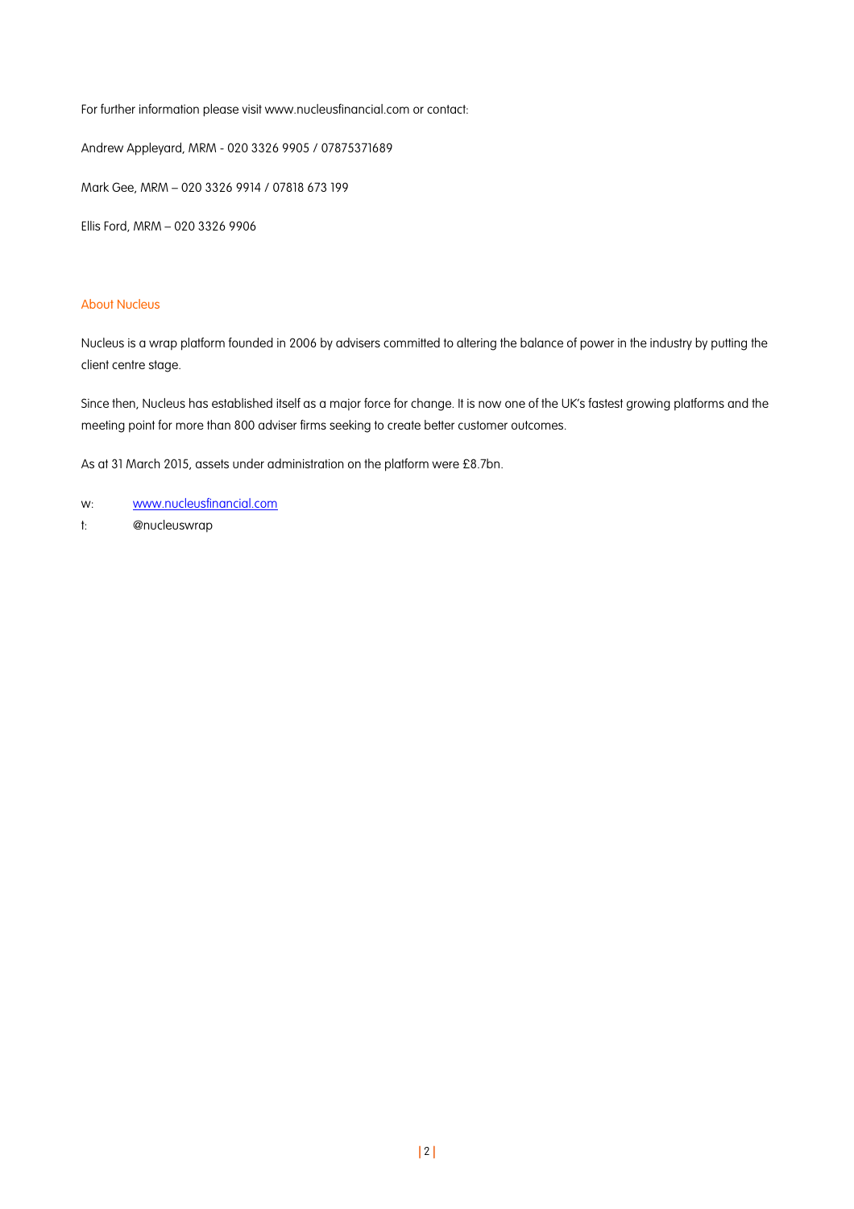For further information please visit www.nucleusfinancial.com or contact:

Andrew Appleyard, MRM - 020 3326 9905 / 07875371689

Mark Gee, MRM – 020 3326 9914 / 07818 673 199

Ellis Ford, MRM – 020 3326 9906

## About Nucleus

Nucleus is a wrap platform founded in 2006 by advisers committed to altering the balance of power in the industry by putting the client centre stage.

Since then, Nucleus has established itself as a major force for change. It is now one of the UK's fastest growing platforms and the meeting point for more than 800 adviser firms seeking to create better customer outcomes.

As at 31 March 2015, assets under administration on the platform were £8.7bn.

w: www.nucleusfinancial.com

t: @nucleuswrap